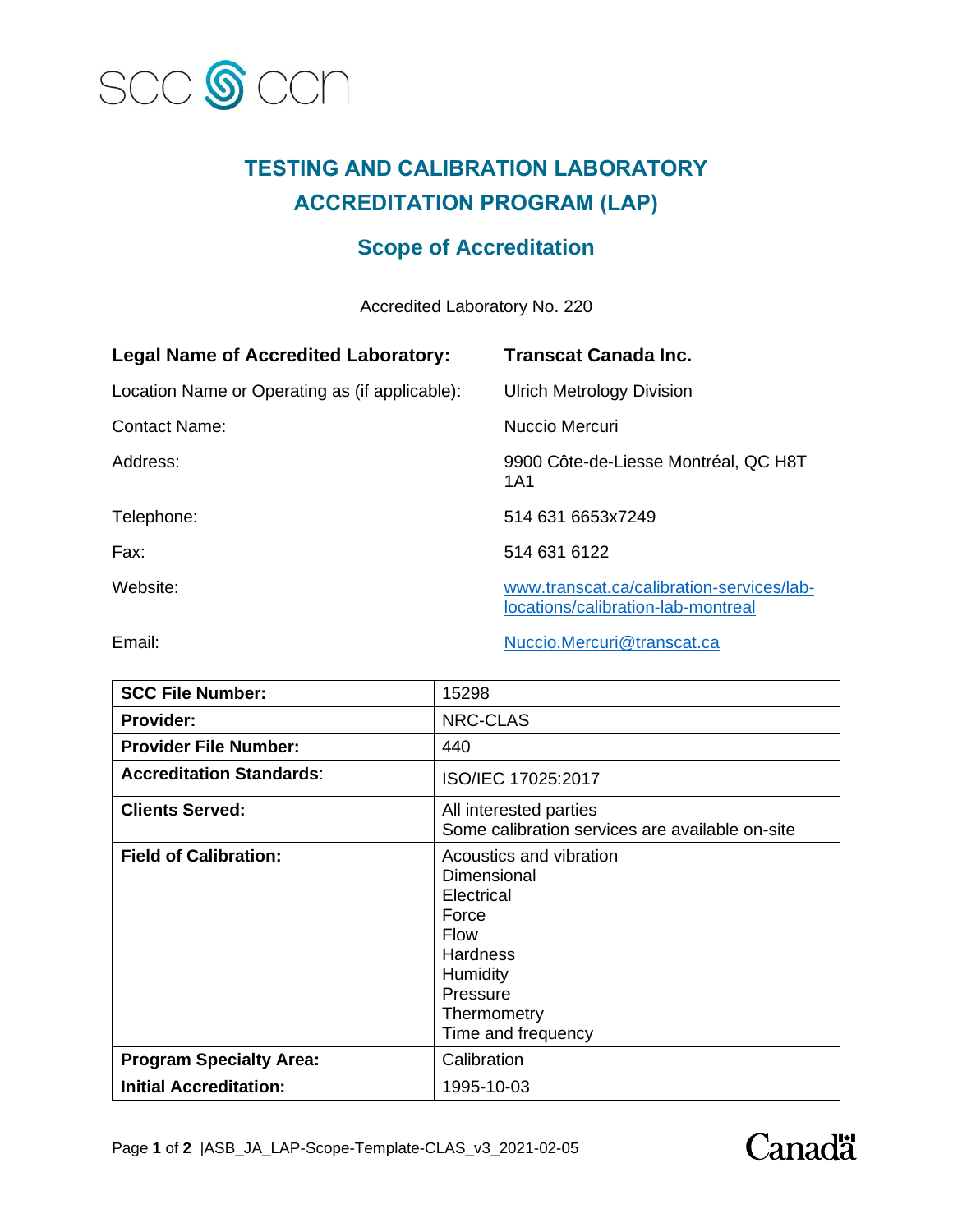SCC CCN

# TESTING AND CALIBRATION LABORATORY ACCREDITATION PROGRAM (LAP)

## Scope of Accreditation

Accredited Laboratory No. 220

| | |
|---|---|
| **Legal Name of Accredited Laboratory:** | **Transcat Canada Inc.** |
| Location Name or Operating as (if applicable): | Ulrich Metrology Division |
| Contact Name: | Nuccio Mercuri |
| Address: | 9900 Côte-de-Liesse Montréal, QC H8T 1A1 |
| Telephone: | 514 631 6653x7249 |
| Fax: | 514 631 6122 |
| Website: | www.transcat.ca/calibration-services/lab-locations/calibration-lab-montreal |
| Email: | Nuccio.Mercuri@transcat.ca |

| | |
|---|---|
| **SCC File Number:** | 15298 |
| **Provider:** | NRC-CLAS |
| **Provider File Number:** | 440 |
| **Accreditation Standards**: | ISO/IEC 17025:2017 |
| **Clients Served:** | All interested parties<br>Some calibration services are available on-site |
| **Field of Calibration:** | Acoustics and vibration<br>Dimensional<br>Electrical<br>Force<br>Flow<br>Hardness<br>Humidity<br>Pressure<br>Thermometry<br>Time and frequency |
| **Program Specialty Area:** | Calibration |
| **Initial Accreditation:** | 1995-10-03 |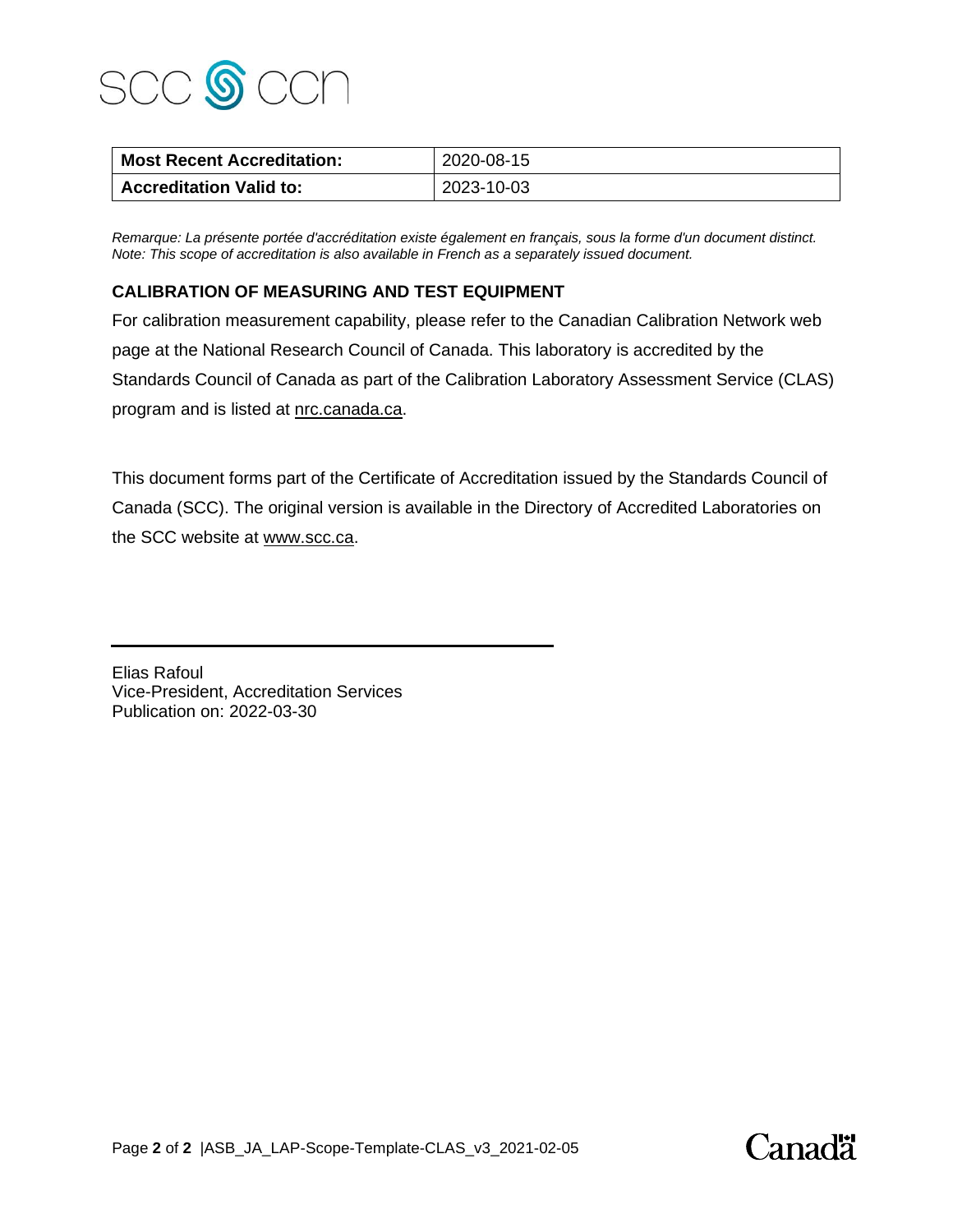| | |
|---|---|
| **Most Recent Accreditation:** | 2020-08-15 |
| **Accreditation Valid to:** | 2023-10-03 |

*Remarque: La présente portée d'accréditation existe également en français, sous la forme d'un document distinct.*
*Note: This scope of accreditation is also available in French as a separately issued document.*

## CALIBRATION OF MEASURING AND TEST EQUIPMENT

For calibration measurement capability, please refer to the Canadian Calibration Network web page at the National Research Council of Canada. This laboratory is accredited by the Standards Council of Canada as part of the Calibration Laboratory Assessment Service (CLAS) program and is listed at nrc.canada.ca.

This document forms part of the Certificate of Accreditation issued by the Standards Council of Canada (SCC). The original version is available in the Directory of Accredited Laboratories on the SCC website at www.scc.ca.

Elias Rafoul
Vice-President, Accreditation Services
Publication on: 2022-03-30